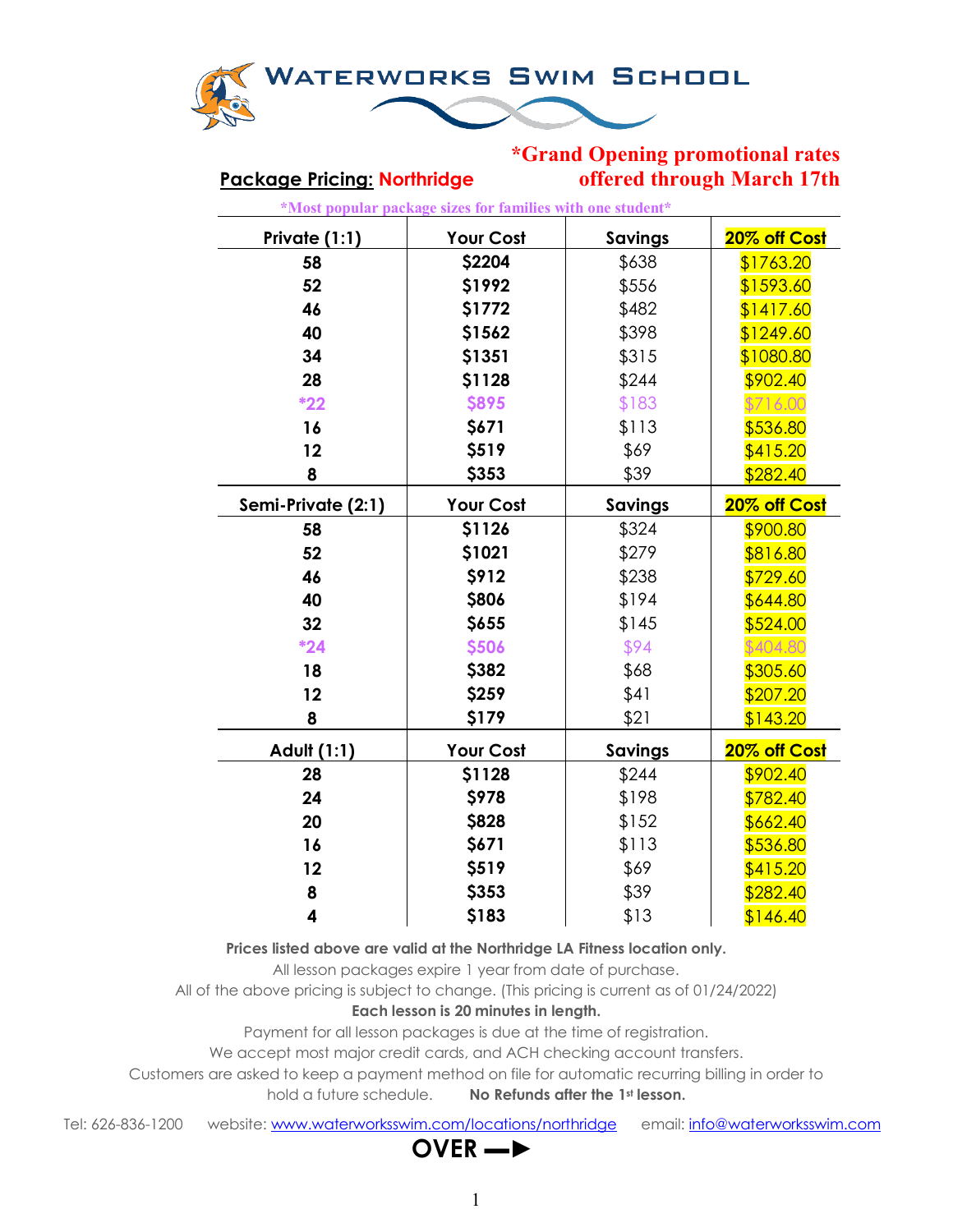# WATERWORKS SWIM SCHOOL

**Package Pricing: Northridge**

***Grand Opening promotional rates offered through March 17th**

*Most popular package sizes for families with one student*

| Private (1:1) | Your Cost | Savings | 20% off Cost |
|---|---|---|---|
| 58 | $2204 | $638 | $1763.20 |
| 52 | $1992 | $556 | $1593.60 |
| 46 | $1772 | $482 | $1417.60 |
| 40 | $1562 | $398 | $1249.60 |
| 34 | $1351 | $315 | $1080.80 |
| 28 | $1128 | $244 | $902.40 |
| *22 | $895 | $183 | $716.00 |
| 16 | $671 | $113 | $536.80 |
| 12 | $519 | $69 | $415.20 |
| 8 | $353 | $39 | $282.40 |
| **Semi-Private (2:1)** | **Your Cost** | **Savings** | **20% off Cost** |
| 58 | $1126 | $324 | $900.80 |
| 52 | $1021 | $279 | $816.80 |
| 46 | $912 | $238 | $729.60 |
| 40 | $806 | $194 | $644.80 |
| 32 | $655 | $145 | $524.00 |
| *24 | $506 | $94 | $404.80 |
| 18 | $382 | $68 | $305.60 |
| 12 | $259 | $41 | $207.20 |
| 8 | $179 | $21 | $143.20 |
| **Adult (1:1)** | **Your Cost** | **Savings** | **20% off Cost** |
| 28 | $1128 | $244 | $902.40 |
| 24 | $978 | $198 | $782.40 |
| 20 | $828 | $152 | $662.40 |
| 16 | $671 | $113 | $536.80 |
| 12 | $519 | $69 | $415.20 |
| 8 | $353 | $39 | $282.40 |
| 4 | $183 | $13 | $146.40 |

**Prices listed above are valid at the Northridge LA Fitness location only.**
All lesson packages expire 1 year from date of purchase.
All of the above pricing is subject to change. (This pricing is current as of 01/24/2022)
**Each lesson is 20 minutes in length.**
Payment for all lesson packages is due at the time of registration.
We accept most major credit cards, and ACH checking account transfers.
Customers are asked to keep a payment method on file for automatic recurring billing in order to hold a future schedule. **No Refunds after the 1st lesson.**

Tel: 626-836-1200 website: www.waterworksswim.com/locations/northridge email: info@waterworksswim.com

**OVER →**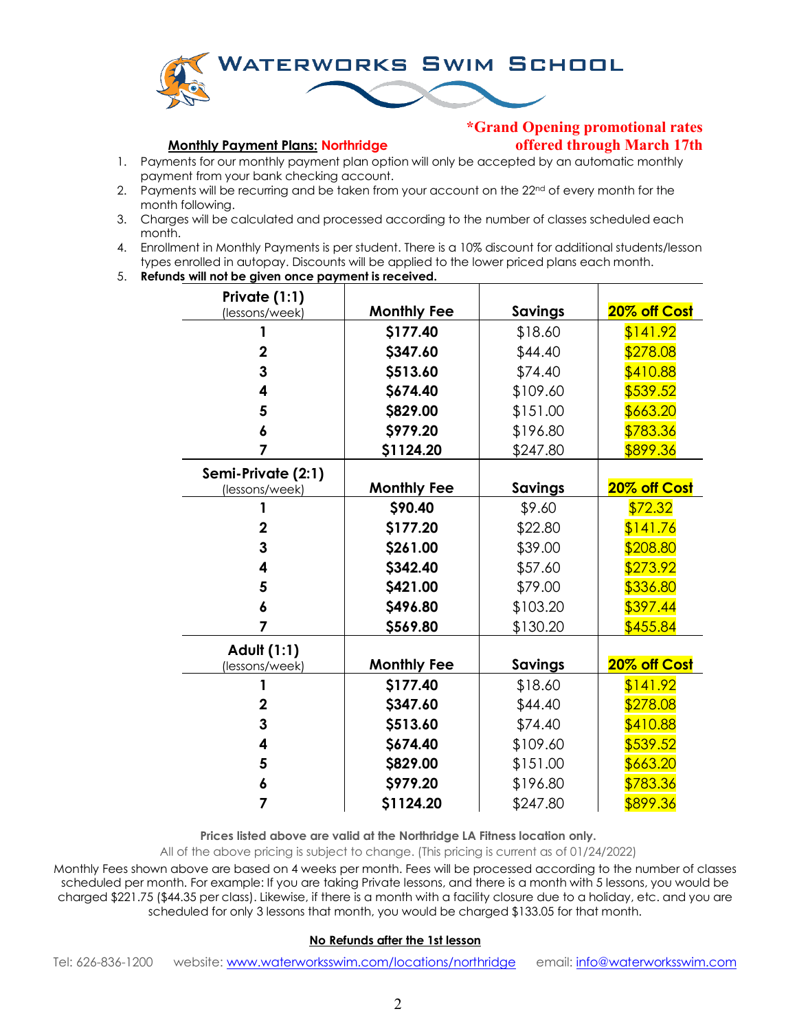# Waterworks Swim School

**\*Grand Opening promotional rates offered through March 17th**

**Monthly Payment Plans: Northridge**

1. Payments for our monthly payment plan option will only be accepted by an automatic monthly payment from your bank checking account.
2. Payments will be recurring and be taken from your account on the 22nd of every month for the month following.
3. Charges will be calculated and processed according to the number of classes scheduled each month.
4. Enrollment in Monthly Payments is per student. There is a 10% discount for additional students/lesson types enrolled in autopay. Discounts will be applied to the lower priced plans each month.
5. **Refunds will not be given once payment is received.**

| Private (1:1) (lessons/week) | Monthly Fee | Savings | 20% off Cost |
|---|---|---|---|
| 1 | **$177.40** | $18.60 | $141.92 |
| 2 | **$347.60** | $44.40 | $278.08 |
| 3 | **$513.60** | $74.40 | $410.88 |
| 4 | **$674.40** | $109.60 | $539.52 |
| 5 | **$829.00** | $151.00 | $663.20 |
| 6 | **$979.20** | $196.80 | $783.36 |
| 7 | **$1124.20** | $247.80 | $899.36 |
| **Semi-Private (2:1)** (lessons/week) | **Monthly Fee** | **Savings** | **20% off Cost** |
| 1 | **$90.40** | $9.60 | $72.32 |
| 2 | **$177.20** | $22.80 | $141.76 |
| 3 | **$261.00** | $39.00 | $208.80 |
| 4 | **$342.40** | $57.60 | $273.92 |
| 5 | **$421.00** | $79.00 | $336.80 |
| 6 | **$496.80** | $103.20 | $397.44 |
| 7 | **$569.80** | $130.20 | $455.84 |
| **Adult (1:1)** (lessons/week) | **Monthly Fee** | **Savings** | **20% off Cost** |
| 1 | **$177.40** | $18.60 | $141.92 |
| 2 | **$347.60** | $44.40 | $278.08 |
| 3 | **$513.60** | $74.40 | $410.88 |
| 4 | **$674.40** | $109.60 | $539.52 |
| 5 | **$829.00** | $151.00 | $663.20 |
| 6 | **$979.20** | $196.80 | $783.36 |
| 7 | **$1124.20** | $247.80 | $899.36 |

**Prices listed above are valid at the Northridge LA Fitness location only.**

All of the above pricing is subject to change. (This pricing is current as of 01/24/2022)

Monthly Fees shown above are based on 4 weeks per month. Fees will be processed according to the number of classes scheduled per month. For example: If you are taking Private lessons, and there is a month with 5 lessons, you would be charged $221.75 ($44.35 per class). Likewise, if there is a month with a facility closure due to a holiday, etc. and you are scheduled for only 3 lessons that month, you would be charged $133.05 for that month.

**No Refunds after the 1st lesson**

Tel: 626-836-1200 website: www.waterworksswim.com/locations/northridge email: info@waterworksswim.com